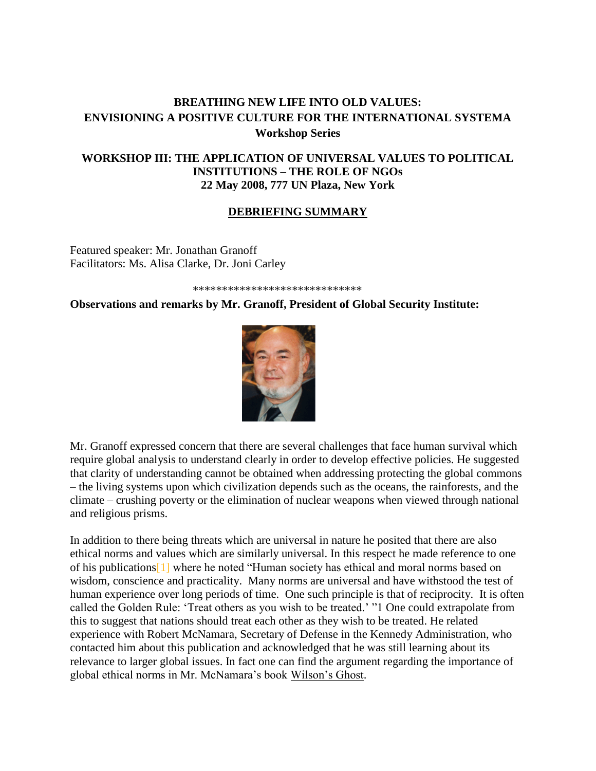**BREATHING NEW LIFE INTO OLD VALUES: ENVISIONING A POSITIVE CULTURE FOR THE INTERNATIONAL SYSTEMA**
**Workshop Series**

**WORKSHOP III: THE APPLICATION OF UNIVERSAL VALUES TO POLITICAL INSTITUTIONS – THE ROLE OF NGOs**
**22 May 2008, 777 UN Plaza, New York**

**DEBRIEFING SUMMARY**

Featured speaker: Mr. Jonathan Granoff
Facilitators: Ms. Alisa Clarke, Dr. Joni Carley

*****************************

**Observations and remarks by Mr. Granoff, President of Global Security Institute:**

Mr. Granoff expressed concern that there are several challenges that face human survival which require global analysis to understand clearly in order to develop effective policies. He suggested that clarity of understanding cannot be obtained when addressing protecting the global commons – the living systems upon which civilization depends such as the oceans, the rainforests, and the climate – crushing poverty or the elimination of nuclear weapons when viewed through national and religious prisms.

In addition to there being threats which are universal in nature he posited that there are also ethical norms and values which are similarly universal. In this respect he made reference to one of his publications[1] where he noted "Human society has ethical and moral norms based on wisdom, conscience and practicality. Many norms are universal and have withstood the test of human experience over long periods of time. One such principle is that of reciprocity. It is often called the Golden Rule: 'Treat others as you wish to be treated.' "1 One could extrapolate from this to suggest that nations should treat each other as they wish to be treated. He related experience with Robert McNamara, Secretary of Defense in the Kennedy Administration, who contacted him about this publication and acknowledged that he was still learning about its relevance to larger global issues. In fact one can find the argument regarding the importance of global ethical norms in Mr. McNamara's book Wilson's Ghost.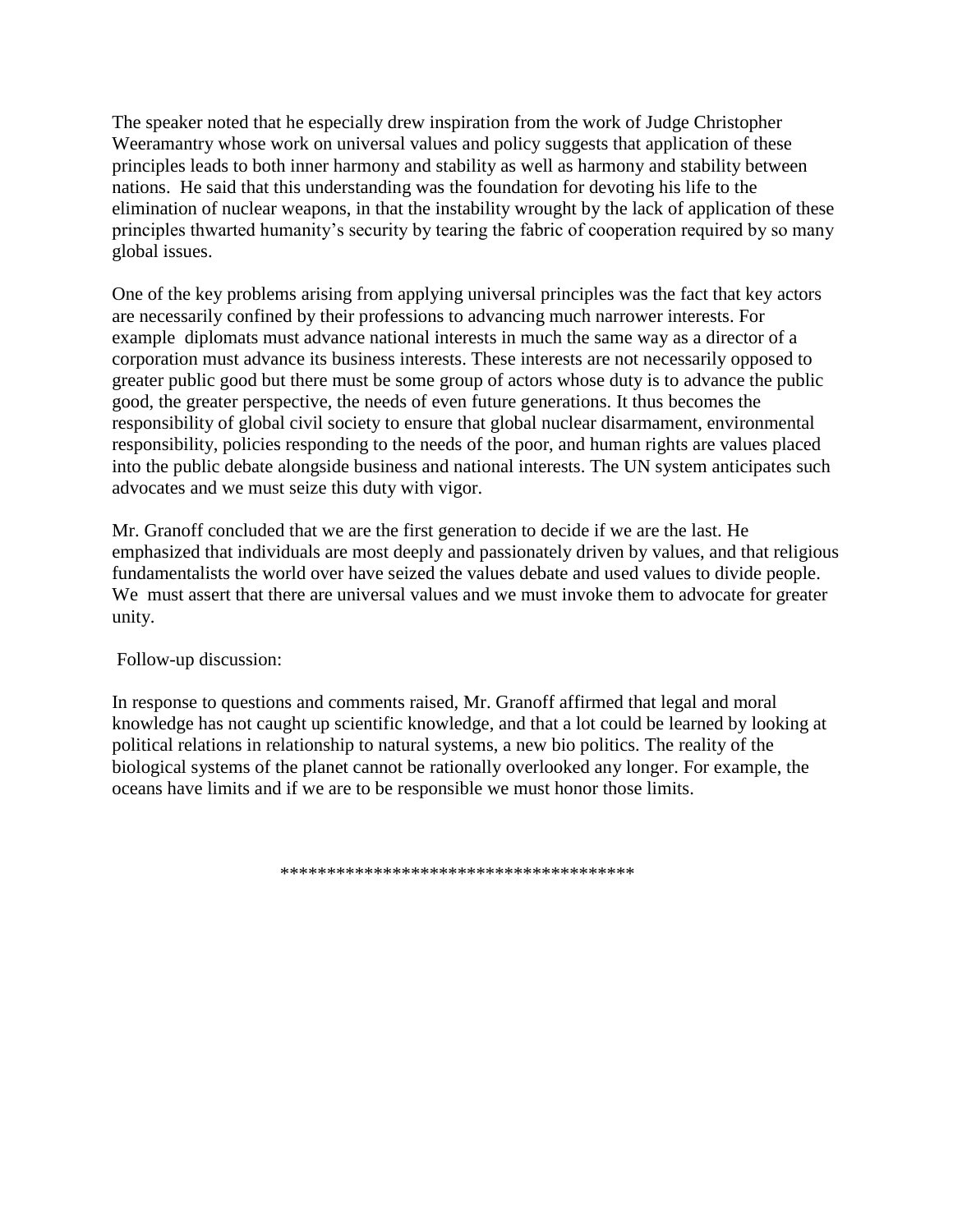The speaker noted that he especially drew inspiration from the work of Judge Christopher Weeramantry whose work on universal values and policy suggests that application of these principles leads to both inner harmony and stability as well as harmony and stability between nations. He said that this understanding was the foundation for devoting his life to the elimination of nuclear weapons, in that the instability wrought by the lack of application of these principles thwarted humanity's security by tearing the fabric of cooperation required by so many global issues.

One of the key problems arising from applying universal principles was the fact that key actors are necessarily confined by their professions to advancing much narrower interests. For example diplomats must advance national interests in much the same way as a director of a corporation must advance its business interests. These interests are not necessarily opposed to greater public good but there must be some group of actors whose duty is to advance the public good, the greater perspective, the needs of even future generations. It thus becomes the responsibility of global civil society to ensure that global nuclear disarmament, environmental responsibility, policies responding to the needs of the poor, and human rights are values placed into the public debate alongside business and national interests. The UN system anticipates such advocates and we must seize this duty with vigor.

Mr. Granoff concluded that we are the first generation to decide if we are the last. He emphasized that individuals are most deeply and passionately driven by values, and that religious fundamentalists the world over have seized the values debate and used values to divide people. We must assert that there are universal values and we must invoke them to advocate for greater unity.

Follow-up discussion:

In response to questions and comments raised, Mr. Granoff affirmed that legal and moral knowledge has not caught up scientific knowledge, and that a lot could be learned by looking at political relations in relationship to natural systems, a new bio politics. The reality of the biological systems of the planet cannot be rationally overlooked any longer. For example, the oceans have limits and if we are to be responsible we must honor those limits.

*************************************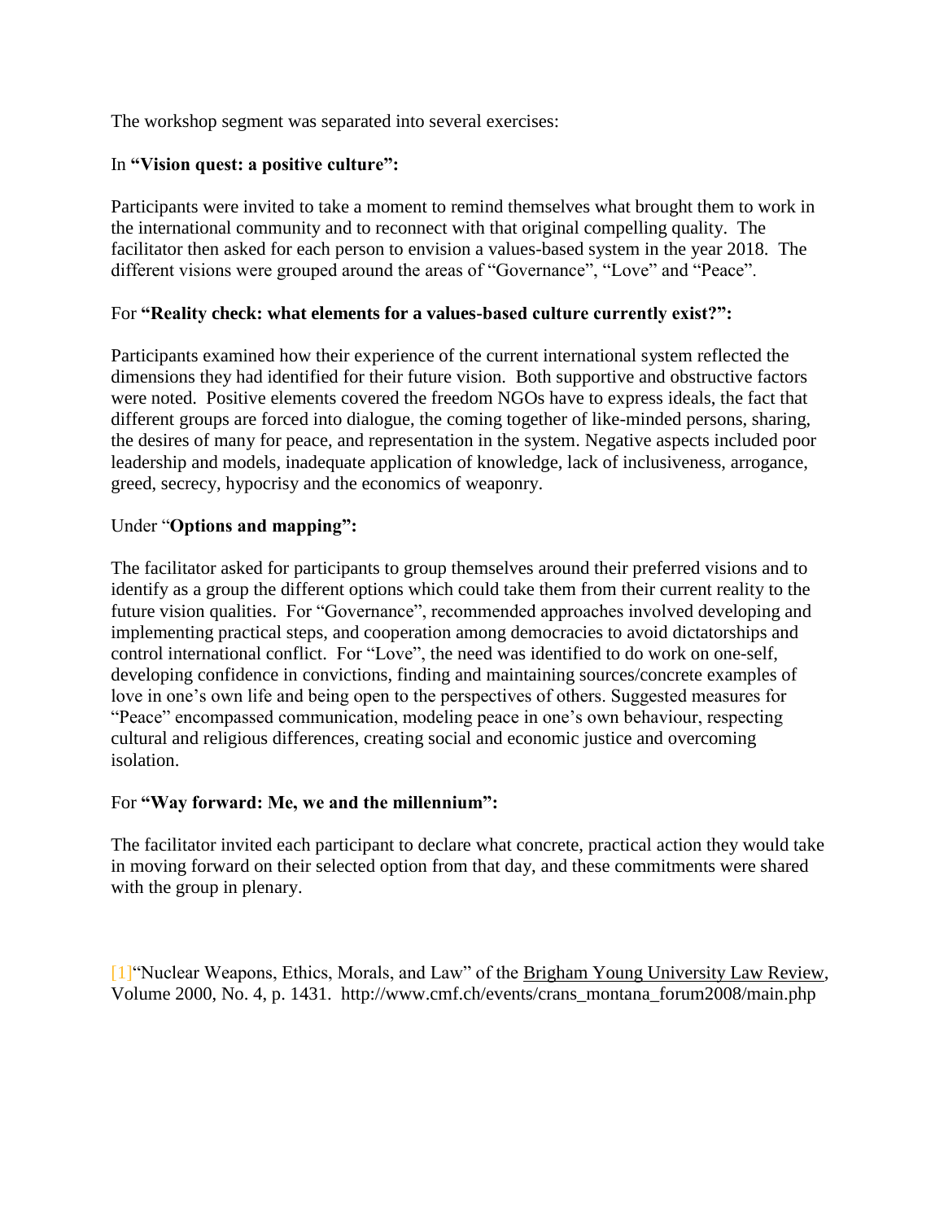The workshop segment was separated into several exercises:

In **"Vision quest: a positive culture":**

Participants were invited to take a moment to remind themselves what brought them to work in the international community and to reconnect with that original compelling quality. The facilitator then asked for each person to envision a values-based system in the year 2018. The different visions were grouped around the areas of "Governance", "Love" and "Peace".

For **"Reality check: what elements for a values-based culture currently exist?":**

Participants examined how their experience of the current international system reflected the dimensions they had identified for their future vision. Both supportive and obstructive factors were noted. Positive elements covered the freedom NGOs have to express ideals, the fact that different groups are forced into dialogue, the coming together of like-minded persons, sharing, the desires of many for peace, and representation in the system. Negative aspects included poor leadership and models, inadequate application of knowledge, lack of inclusiveness, arrogance, greed, secrecy, hypocrisy and the economics of weaponry.

Under "**Options and mapping":**

The facilitator asked for participants to group themselves around their preferred visions and to identify as a group the different options which could take them from their current reality to the future vision qualities. For "Governance", recommended approaches involved developing and implementing practical steps, and cooperation among democracies to avoid dictatorships and control international conflict. For "Love", the need was identified to do work on one-self, developing confidence in convictions, finding and maintaining sources/concrete examples of love in one's own life and being open to the perspectives of others. Suggested measures for "Peace" encompassed communication, modeling peace in one's own behaviour, respecting cultural and religious differences, creating social and economic justice and overcoming isolation.

For **"Way forward: Me, we and the millennium":**

The facilitator invited each participant to declare what concrete, practical action they would take in moving forward on their selected option from that day, and these commitments were shared with the group in plenary.

[1]"Nuclear Weapons, Ethics, Morals, and Law" of the Brigham Young University Law Review, Volume 2000, No. 4, p. 1431. http://www.cmf.ch/events/crans_montana_forum2008/main.php